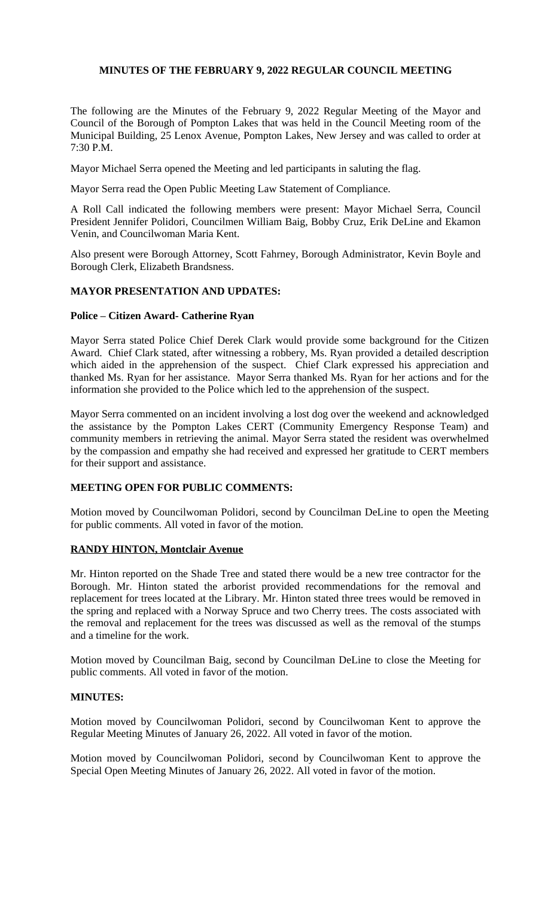# MINUTES OF THE FEBRUARY 9, 2022 REGULAR COUNCIL MEETING

The following are the Minutes of the February 9, 2022 Regular Meeting of the Mayor and Council of the Borough of Pompton Lakes that was held in the Council Meeting room of the Municipal Building, 25 Lenox Avenue, Pompton Lakes, New Jersey and was called to order at 7:30 P.M.

Mayor Michael Serra opened the Meeting and led participants in saluting the flag.

Mayor Serra read the Open Public Meeting Law Statement of Compliance.

A Roll Call indicated the following members were present: Mayor Michael Serra, Council President Jennifer Polidori, Councilmen William Baig, Bobby Cruz, Erik DeLine and Ekamon Venin, and Councilwoman Maria Kent.

Also present were Borough Attorney, Scott Fahrney, Borough Administrator, Kevin Boyle and Borough Clerk, Elizabeth Brandsness.

## MAYOR PRESENTATION AND UPDATES:

### Police – Citizen Award- Catherine Ryan

Mayor Serra stated Police Chief Derek Clark would provide some background for the Citizen Award. Chief Clark stated, after witnessing a robbery, Ms. Ryan provided a detailed description which aided in the apprehension of the suspect. Chief Clark expressed his appreciation and thanked Ms. Ryan for her assistance. Mayor Serra thanked Ms. Ryan for her actions and for the information she provided to the Police which led to the apprehension of the suspect.

Mayor Serra commented on an incident involving a lost dog over the weekend and acknowledged the assistance by the Pompton Lakes CERT (Community Emergency Response Team) and community members in retrieving the animal. Mayor Serra stated the resident was overwhelmed by the compassion and empathy she had received and expressed her gratitude to CERT members for their support and assistance.

## MEETING OPEN FOR PUBLIC COMMENTS:

Motion moved by Councilwoman Polidori, second by Councilman DeLine to open the Meeting for public comments. All voted in favor of the motion.

**RANDY HINTON, Montclair Avenue**

Mr. Hinton reported on the Shade Tree and stated there would be a new tree contractor for the Borough. Mr. Hinton stated the arborist provided recommendations for the removal and replacement for trees located at the Library. Mr. Hinton stated three trees would be removed in the spring and replaced with a Norway Spruce and two Cherry trees. The costs associated with the removal and replacement for the trees was discussed as well as the removal of the stumps and a timeline for the work.

Motion moved by Councilman Baig, second by Councilman DeLine to close the Meeting for public comments. All voted in favor of the motion.

## MINUTES:

Motion moved by Councilwoman Polidori, second by Councilwoman Kent to approve the Regular Meeting Minutes of January 26, 2022. All voted in favor of the motion.

Motion moved by Councilwoman Polidori, second by Councilwoman Kent to approve the Special Open Meeting Minutes of January 26, 2022. All voted in favor of the motion.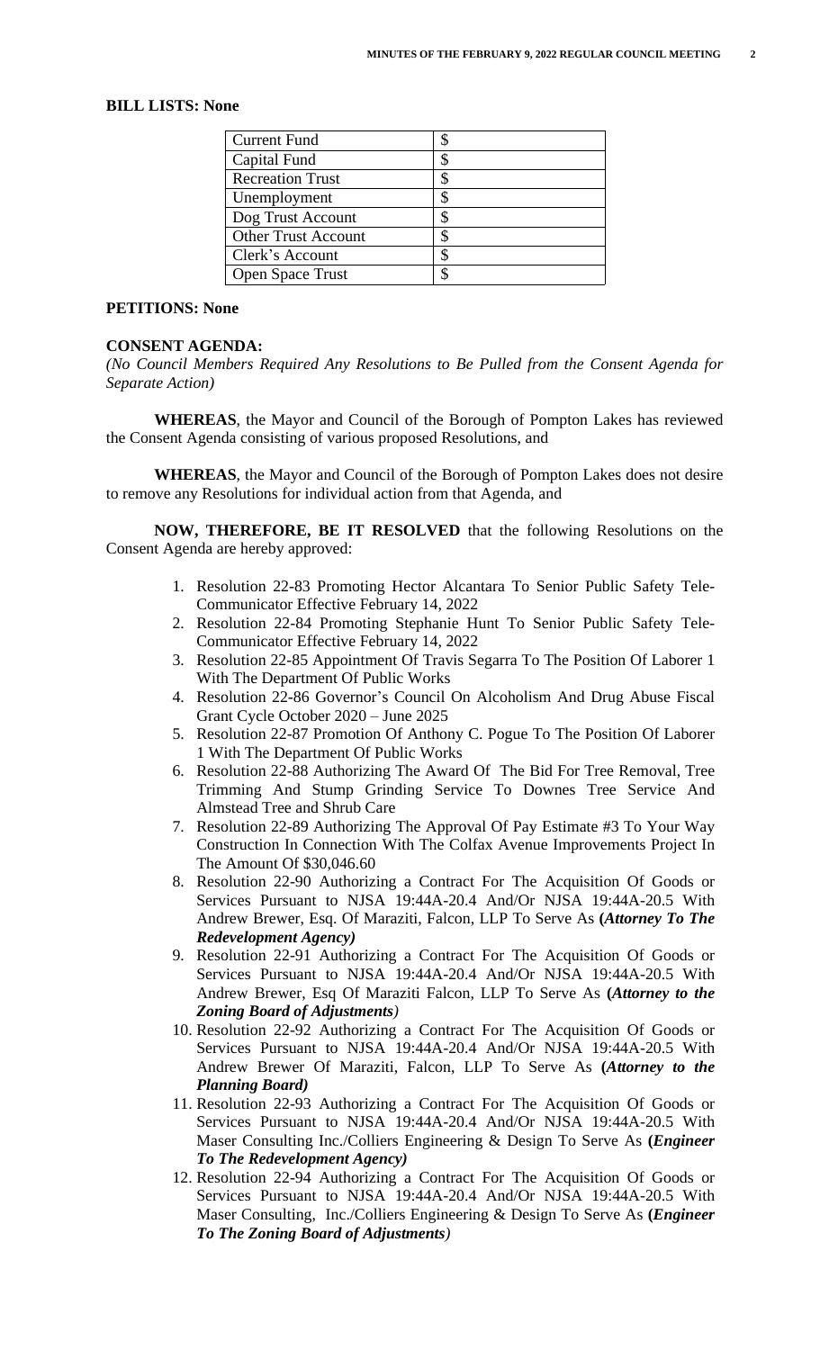**BILL LISTS: None**

| Current Fund | $ |
|---|---|
| Capital Fund | $ |
| Recreation Trust | $ |
| Unemployment | $ |
| Dog Trust Account | $ |
| Other Trust Account | $ |
| Clerk's Account | $ |
| Open Space Trust | $ |

**PETITIONS: None**

**CONSENT AGENDA:**

*(No Council Members Required Any Resolutions to Be Pulled from the Consent Agenda for Separate Action)*

**WHEREAS**, the Mayor and Council of the Borough of Pompton Lakes has reviewed the Consent Agenda consisting of various proposed Resolutions, and

**WHEREAS**, the Mayor and Council of the Borough of Pompton Lakes does not desire to remove any Resolutions for individual action from that Agenda, and

**NOW, THEREFORE, BE IT RESOLVED** that the following Resolutions on the Consent Agenda are hereby approved:

1. Resolution 22-83 Promoting Hector Alcantara To Senior Public Safety Tele-Communicator Effective February 14, 2022
2. Resolution 22-84 Promoting Stephanie Hunt To Senior Public Safety Tele-Communicator Effective February 14, 2022
3. Resolution 22-85 Appointment Of Travis Segarra To The Position Of Laborer 1 With The Department Of Public Works
4. Resolution 22-86 Governor's Council On Alcoholism And Drug Abuse Fiscal Grant Cycle October 2020 – June 2025
5. Resolution 22-87 Promotion Of Anthony C. Pogue To The Position Of Laborer 1 With The Department Of Public Works
6. Resolution 22-88 Authorizing The Award Of The Bid For Tree Removal, Tree Trimming And Stump Grinding Service To Downes Tree Service And Almstead Tree and Shrub Care
7. Resolution 22-89 Authorizing The Approval Of Pay Estimate #3 To Your Way Construction In Connection With The Colfax Avenue Improvements Project In The Amount Of $30,046.60
8. Resolution 22-90 Authorizing a Contract For The Acquisition Of Goods or Services Pursuant to NJSA 19:44A-20.4 And/Or NJSA 19:44A-20.5 With Andrew Brewer, Esq. Of Maraziti, Falcon, LLP To Serve As **(*Attorney To The Redevelopment Agency)***
9. Resolution 22-91 Authorizing a Contract For The Acquisition Of Goods or Services Pursuant to NJSA 19:44A-20.4 And/Or NJSA 19:44A-20.5 With Andrew Brewer, Esq Of Maraziti Falcon, LLP To Serve As **(*Attorney to the Zoning Board of Adjustments*)**
10. Resolution 22-92 Authorizing a Contract For The Acquisition Of Goods or Services Pursuant to NJSA 19:44A-20.4 And/Or NJSA 19:44A-20.5 With Andrew Brewer Of Maraziti, Falcon, LLP To Serve As **(*Attorney to the Planning Board)***
11. Resolution 22-93 Authorizing a Contract For The Acquisition Of Goods or Services Pursuant to NJSA 19:44A-20.4 And/Or NJSA 19:44A-20.5 With Maser Consulting Inc./Colliers Engineering & Design To Serve As **(*Engineer To The Redevelopment Agency)***
12. Resolution 22-94 Authorizing a Contract For The Acquisition Of Goods or Services Pursuant to NJSA 19:44A-20.4 And/Or NJSA 19:44A-20.5 With Maser Consulting, Inc./Colliers Engineering & Design To Serve As **(*Engineer To The Zoning Board of Adjustments*)**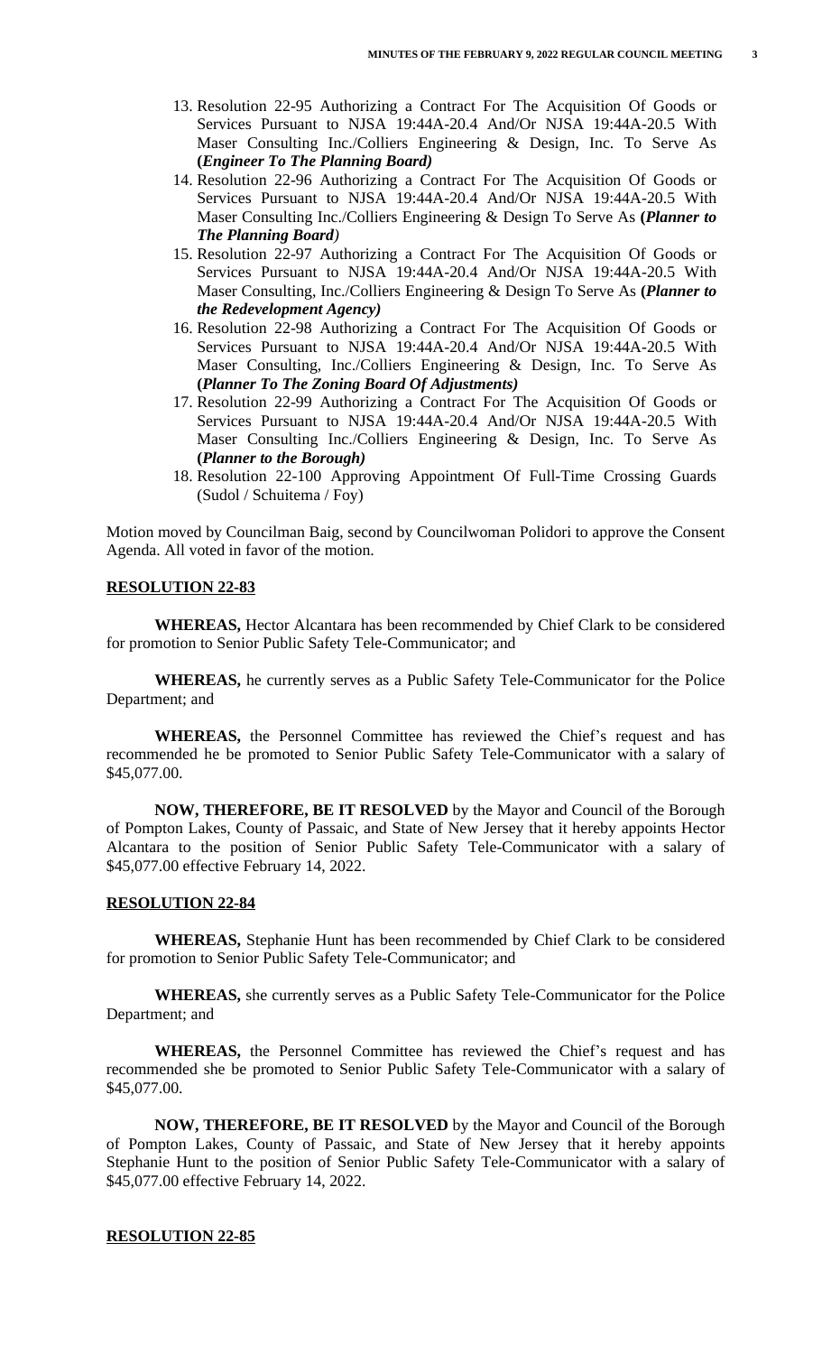13. Resolution 22-95 Authorizing a Contract For The Acquisition Of Goods or Services Pursuant to NJSA 19:44A-20.4 And/Or NJSA 19:44A-20.5 With Maser Consulting Inc./Colliers Engineering & Design, Inc. To Serve As **(*Engineer To The Planning Board)***
14. Resolution 22-96 Authorizing a Contract For The Acquisition Of Goods or Services Pursuant to NJSA 19:44A-20.4 And/Or NJSA 19:44A-20.5 With Maser Consulting Inc./Colliers Engineering & Design To Serve As **(*Planner to The Planning Board*)**
15. Resolution 22-97 Authorizing a Contract For The Acquisition Of Goods or Services Pursuant to NJSA 19:44A-20.4 And/Or NJSA 19:44A-20.5 With Maser Consulting, Inc./Colliers Engineering & Design To Serve As **(*Planner to the Redevelopment Agency)***
16. Resolution 22-98 Authorizing a Contract For The Acquisition Of Goods or Services Pursuant to NJSA 19:44A-20.4 And/Or NJSA 19:44A-20.5 With Maser Consulting, Inc./Colliers Engineering & Design, Inc. To Serve As **(*Planner To The Zoning Board Of Adjustments)***
17. Resolution 22-99 Authorizing a Contract For The Acquisition Of Goods or Services Pursuant to NJSA 19:44A-20.4 And/Or NJSA 19:44A-20.5 With Maser Consulting Inc./Colliers Engineering & Design, Inc. To Serve As **(*Planner to the Borough)***
18. Resolution 22-100 Approving Appointment Of Full-Time Crossing Guards (Sudol / Schuitema / Foy)

Motion moved by Councilman Baig, second by Councilwoman Polidori to approve the Consent Agenda. All voted in favor of the motion.

**RESOLUTION 22-83**

**WHEREAS,** Hector Alcantara has been recommended by Chief Clark to be considered for promotion to Senior Public Safety Tele-Communicator; and

**WHEREAS,** he currently serves as a Public Safety Tele-Communicator for the Police Department; and

**WHEREAS,** the Personnel Committee has reviewed the Chief's request and has recommended he be promoted to Senior Public Safety Tele-Communicator with a salary of $45,077.00.

**NOW, THEREFORE, BE IT RESOLVED** by the Mayor and Council of the Borough of Pompton Lakes, County of Passaic, and State of New Jersey that it hereby appoints Hector Alcantara to the position of Senior Public Safety Tele-Communicator with a salary of $45,077.00 effective February 14, 2022.

**RESOLUTION 22-84**

**WHEREAS,** Stephanie Hunt has been recommended by Chief Clark to be considered for promotion to Senior Public Safety Tele-Communicator; and

**WHEREAS,** she currently serves as a Public Safety Tele-Communicator for the Police Department; and

**WHEREAS,** the Personnel Committee has reviewed the Chief's request and has recommended she be promoted to Senior Public Safety Tele-Communicator with a salary of $45,077.00.

**NOW, THEREFORE, BE IT RESOLVED** by the Mayor and Council of the Borough of Pompton Lakes, County of Passaic, and State of New Jersey that it hereby appoints Stephanie Hunt to the position of Senior Public Safety Tele-Communicator with a salary of $45,077.00 effective February 14, 2022.

**RESOLUTION 22-85**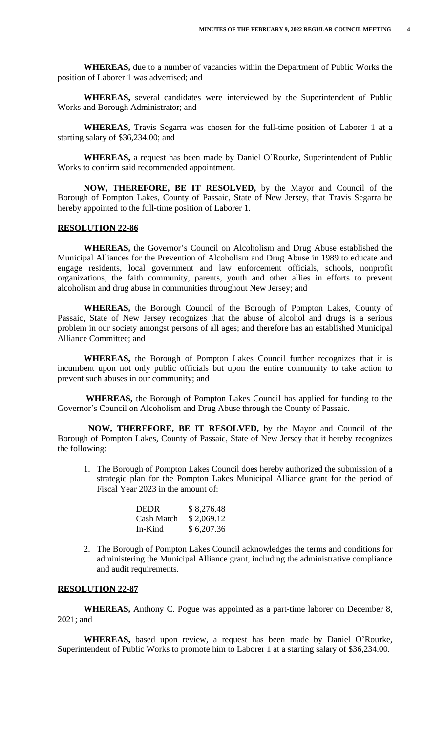**WHEREAS,** due to a number of vacancies within the Department of Public Works the position of Laborer 1 was advertised; and

**WHEREAS,** several candidates were interviewed by the Superintendent of Public Works and Borough Administrator; and

**WHEREAS,** Travis Segarra was chosen for the full-time position of Laborer 1 at a starting salary of $36,234.00; and

**WHEREAS,** a request has been made by Daniel O'Rourke, Superintendent of Public Works to confirm said recommended appointment.

**NOW, THEREFORE, BE IT RESOLVED,** by the Mayor and Council of the Borough of Pompton Lakes, County of Passaic, State of New Jersey, that Travis Segarra be hereby appointed to the full-time position of Laborer 1.

## RESOLUTION 22-86

**WHEREAS,** the Governor's Council on Alcoholism and Drug Abuse established the Municipal Alliances for the Prevention of Alcoholism and Drug Abuse in 1989 to educate and engage residents, local government and law enforcement officials, schools, nonprofit organizations, the faith community, parents, youth and other allies in efforts to prevent alcoholism and drug abuse in communities throughout New Jersey; and

**WHEREAS,** the Borough Council of the Borough of Pompton Lakes, County of Passaic, State of New Jersey recognizes that the abuse of alcohol and drugs is a serious problem in our society amongst persons of all ages; and therefore has an established Municipal Alliance Committee; and

**WHEREAS,** the Borough of Pompton Lakes Council further recognizes that it is incumbent upon not only public officials but upon the entire community to take action to prevent such abuses in our community; and

**WHEREAS,** the Borough of Pompton Lakes Council has applied for funding to the Governor's Council on Alcoholism and Drug Abuse through the County of Passaic.

**NOW, THEREFORE, BE IT RESOLVED,** by the Mayor and Council of the Borough of Pompton Lakes, County of Passaic, State of New Jersey that it hereby recognizes the following:

1. The Borough of Pompton Lakes Council does hereby authorized the submission of a strategic plan for the Pompton Lakes Municipal Alliance grant for the period of Fiscal Year 2023 in the amount of:

| | |
|---|---|
| DEDR | $ 8,276.48 |
| Cash Match | $ 2,069.12 |
| In-Kind | $ 6,207.36 |

2. The Borough of Pompton Lakes Council acknowledges the terms and conditions for administering the Municipal Alliance grant, including the administrative compliance and audit requirements.

## RESOLUTION 22-87

**WHEREAS,** Anthony C. Pogue was appointed as a part-time laborer on December 8, 2021; and

**WHEREAS,** based upon review, a request has been made by Daniel O'Rourke, Superintendent of Public Works to promote him to Laborer 1 at a starting salary of $36,234.00.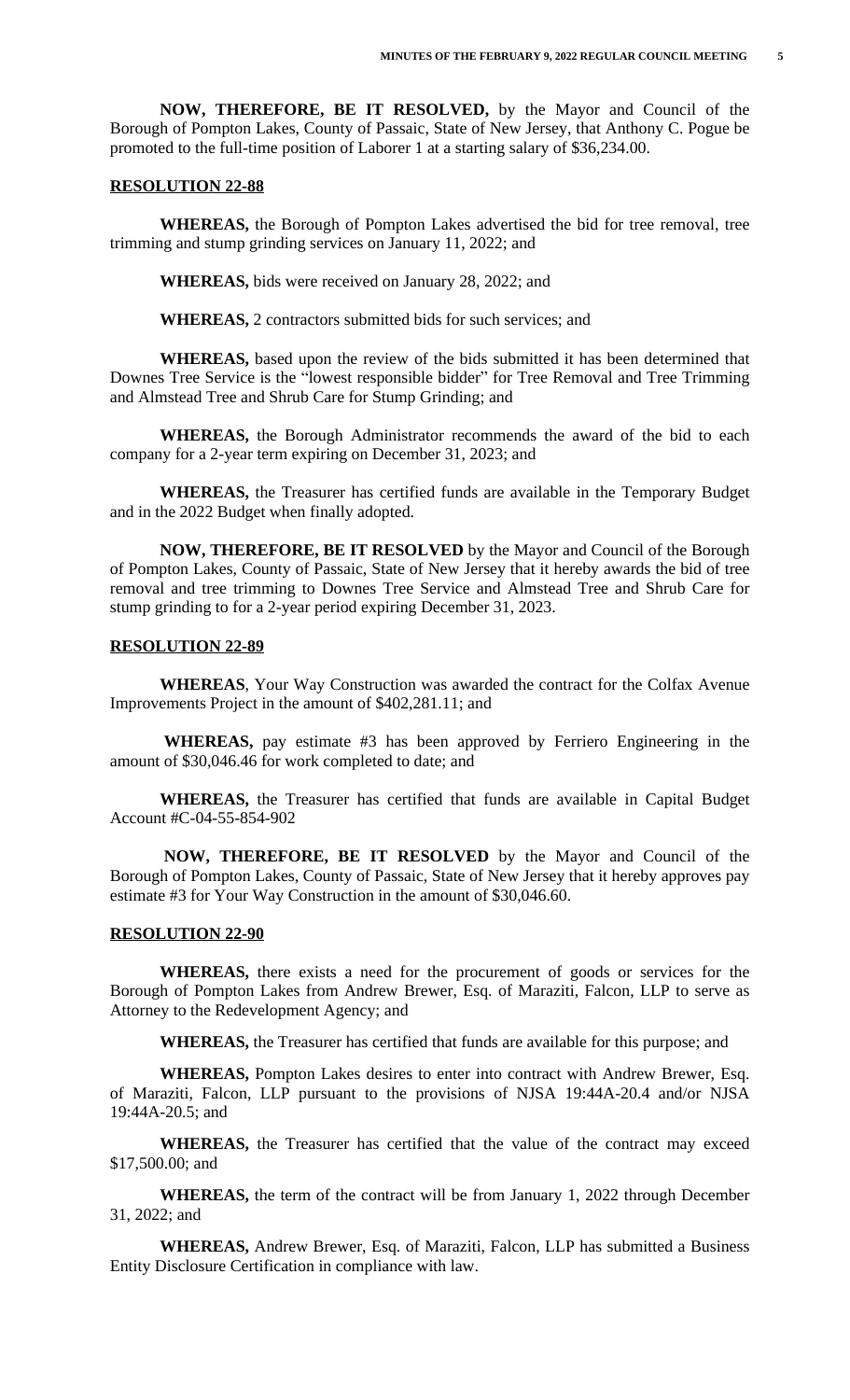**NOW, THEREFORE, BE IT RESOLVED,** by the Mayor and Council of the Borough of Pompton Lakes, County of Passaic, State of New Jersey, that Anthony C. Pogue be promoted to the full-time position of Laborer 1 at a starting salary of $36,234.00.

## RESOLUTION 22-88

**WHEREAS,** the Borough of Pompton Lakes advertised the bid for tree removal, tree trimming and stump grinding services on January 11, 2022; and

**WHEREAS,** bids were received on January 28, 2022; and

**WHEREAS,** 2 contractors submitted bids for such services; and

**WHEREAS,** based upon the review of the bids submitted it has been determined that Downes Tree Service is the "lowest responsible bidder" for Tree Removal and Tree Trimming and Almstead Tree and Shrub Care for Stump Grinding; and

**WHEREAS,** the Borough Administrator recommends the award of the bid to each company for a 2-year term expiring on December 31, 2023; and

**WHEREAS,** the Treasurer has certified funds are available in the Temporary Budget and in the 2022 Budget when finally adopted.

**NOW, THEREFORE, BE IT RESOLVED** by the Mayor and Council of the Borough of Pompton Lakes, County of Passaic, State of New Jersey that it hereby awards the bid of tree removal and tree trimming to Downes Tree Service and Almstead Tree and Shrub Care for stump grinding to for a 2-year period expiring December 31, 2023.

## RESOLUTION 22-89

**WHEREAS**, Your Way Construction was awarded the contract for the Colfax Avenue Improvements Project in the amount of $402,281.11; and

**WHEREAS,** pay estimate #3 has been approved by Ferriero Engineering in the amount of $30,046.46 for work completed to date; and

**WHEREAS,** the Treasurer has certified that funds are available in Capital Budget Account #C-04-55-854-902

**NOW, THEREFORE, BE IT RESOLVED** by the Mayor and Council of the Borough of Pompton Lakes, County of Passaic, State of New Jersey that it hereby approves pay estimate #3 for Your Way Construction in the amount of $30,046.60.

## RESOLUTION 22-90

**WHEREAS,** there exists a need for the procurement of goods or services for the Borough of Pompton Lakes from Andrew Brewer, Esq. of Maraziti, Falcon, LLP to serve as Attorney to the Redevelopment Agency; and

**WHEREAS,** the Treasurer has certified that funds are available for this purpose; and

**WHEREAS,** Pompton Lakes desires to enter into contract with Andrew Brewer, Esq. of Maraziti, Falcon, LLP pursuant to the provisions of NJSA 19:44A-20.4 and/or NJSA 19:44A-20.5; and

**WHEREAS,** the Treasurer has certified that the value of the contract may exceed $17,500.00; and

**WHEREAS,** the term of the contract will be from January 1, 2022 through December 31, 2022; and

**WHEREAS,** Andrew Brewer, Esq. of Maraziti, Falcon, LLP has submitted a Business Entity Disclosure Certification in compliance with law.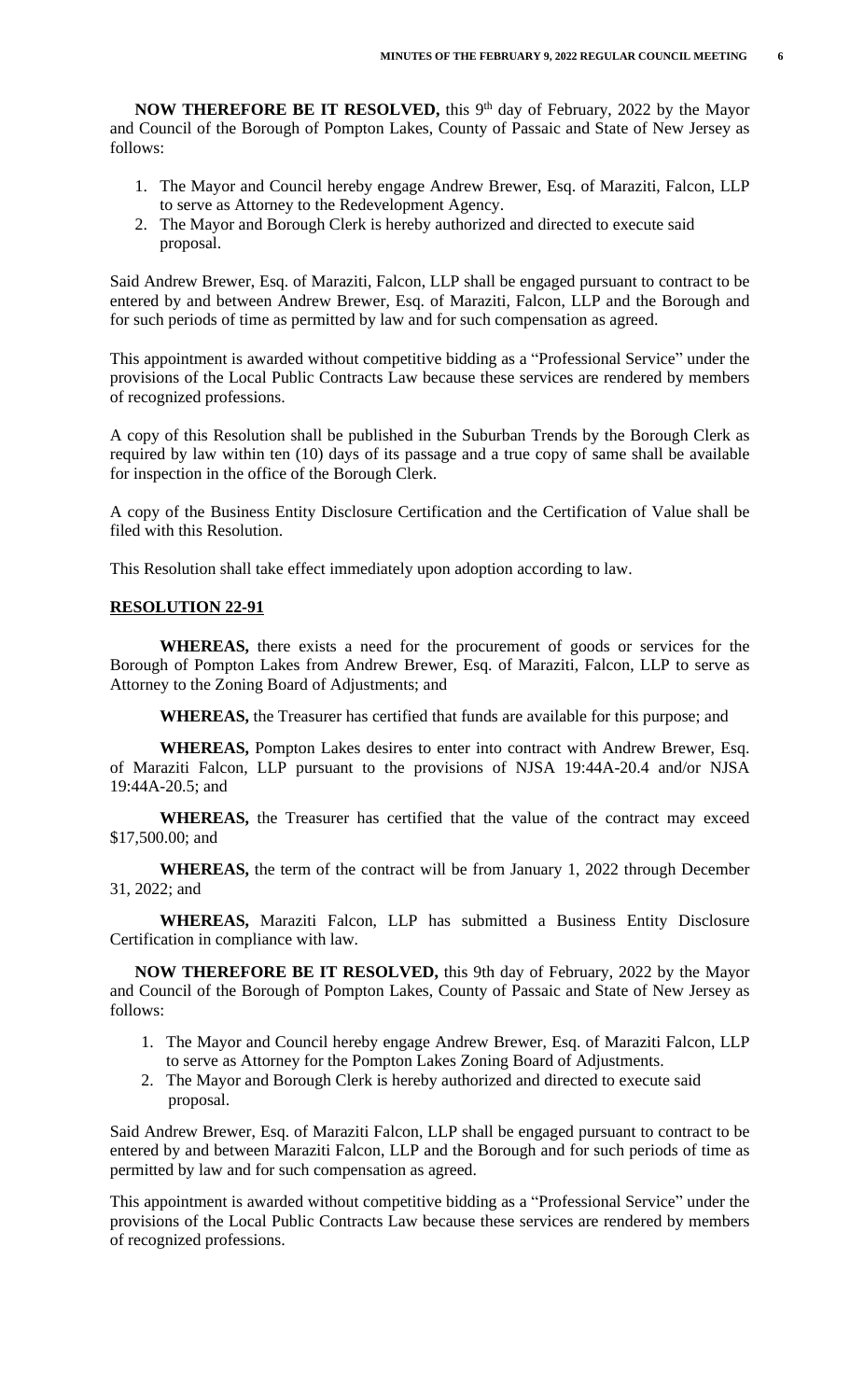**NOW THEREFORE BE IT RESOLVED,** this 9th day of February, 2022 by the Mayor and Council of the Borough of Pompton Lakes, County of Passaic and State of New Jersey as follows:

1. The Mayor and Council hereby engage Andrew Brewer, Esq. of Maraziti, Falcon, LLP to serve as Attorney to the Redevelopment Agency.
2. The Mayor and Borough Clerk is hereby authorized and directed to execute said proposal.

Said Andrew Brewer, Esq. of Maraziti, Falcon, LLP shall be engaged pursuant to contract to be entered by and between Andrew Brewer, Esq. of Maraziti, Falcon, LLP and the Borough and for such periods of time as permitted by law and for such compensation as agreed.

This appointment is awarded without competitive bidding as a "Professional Service" under the provisions of the Local Public Contracts Law because these services are rendered by members of recognized professions.

A copy of this Resolution shall be published in the Suburban Trends by the Borough Clerk as required by law within ten (10) days of its passage and a true copy of same shall be available for inspection in the office of the Borough Clerk.

A copy of the Business Entity Disclosure Certification and the Certification of Value shall be filed with this Resolution.

This Resolution shall take effect immediately upon adoption according to law.

## RESOLUTION 22-91

**WHEREAS,** there exists a need for the procurement of goods or services for the Borough of Pompton Lakes from Andrew Brewer, Esq. of Maraziti, Falcon, LLP to serve as Attorney to the Zoning Board of Adjustments; and

**WHEREAS,** the Treasurer has certified that funds are available for this purpose; and

**WHEREAS,** Pompton Lakes desires to enter into contract with Andrew Brewer, Esq. of Maraziti Falcon, LLP pursuant to the provisions of NJSA 19:44A-20.4 and/or NJSA 19:44A-20.5; and

**WHEREAS,** the Treasurer has certified that the value of the contract may exceed \$17,500.00; and

**WHEREAS,** the term of the contract will be from January 1, 2022 through December 31, 2022; and

**WHEREAS,** Maraziti Falcon, LLP has submitted a Business Entity Disclosure Certification in compliance with law.

**NOW THEREFORE BE IT RESOLVED,** this 9th day of February, 2022 by the Mayor and Council of the Borough of Pompton Lakes, County of Passaic and State of New Jersey as follows:

1. The Mayor and Council hereby engage Andrew Brewer, Esq. of Maraziti Falcon, LLP to serve as Attorney for the Pompton Lakes Zoning Board of Adjustments.
2. The Mayor and Borough Clerk is hereby authorized and directed to execute said proposal.

Said Andrew Brewer, Esq. of Maraziti Falcon, LLP shall be engaged pursuant to contract to be entered by and between Maraziti Falcon, LLP and the Borough and for such periods of time as permitted by law and for such compensation as agreed.

This appointment is awarded without competitive bidding as a "Professional Service" under the provisions of the Local Public Contracts Law because these services are rendered by members of recognized professions.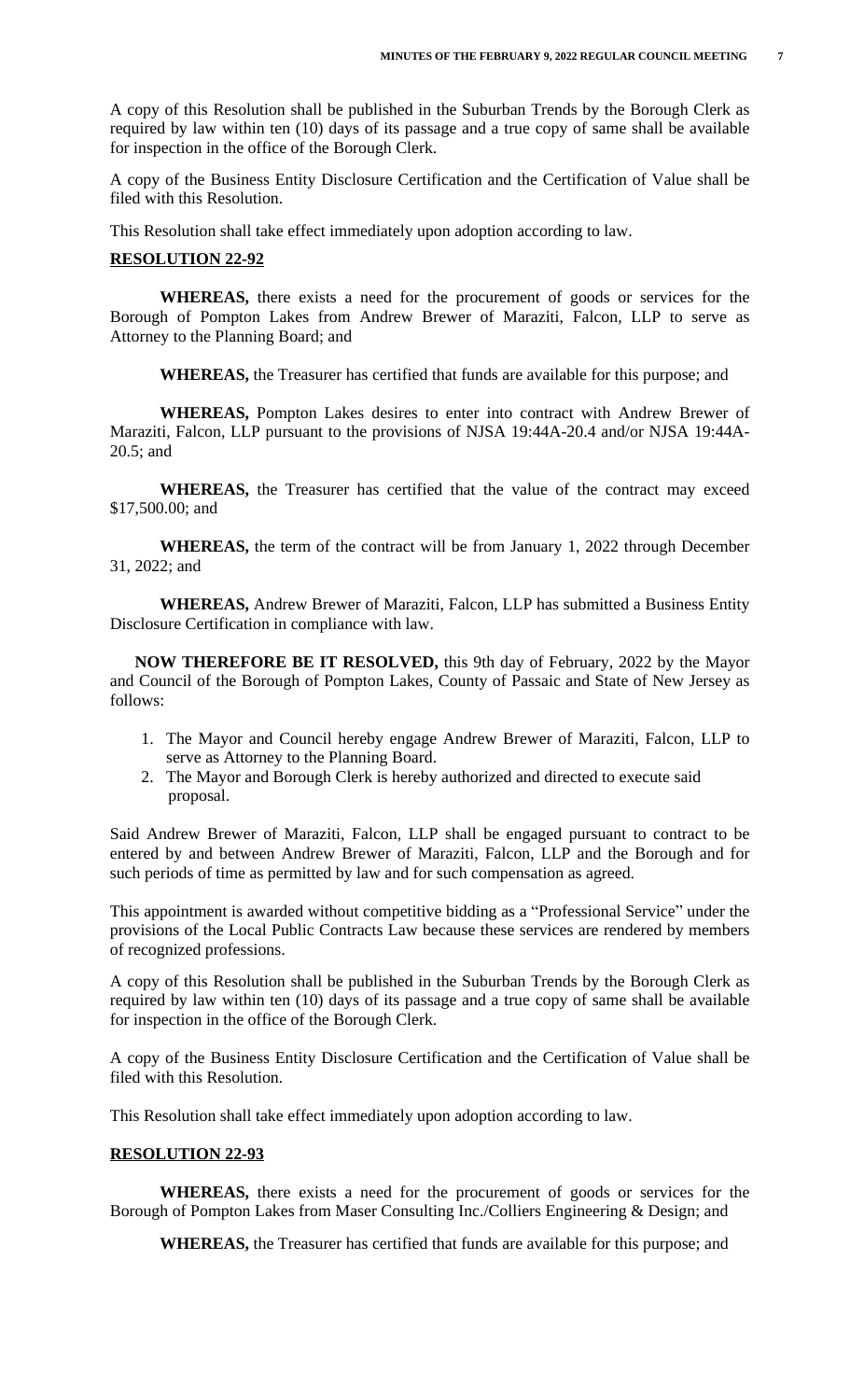A copy of this Resolution shall be published in the Suburban Trends by the Borough Clerk as required by law within ten (10) days of its passage and a true copy of same shall be available for inspection in the office of the Borough Clerk.

A copy of the Business Entity Disclosure Certification and the Certification of Value shall be filed with this Resolution.

This Resolution shall take effect immediately upon adoption according to law.

**RESOLUTION 22-92**

**WHEREAS,** there exists a need for the procurement of goods or services for the Borough of Pompton Lakes from Andrew Brewer of Maraziti, Falcon, LLP to serve as Attorney to the Planning Board; and

**WHEREAS,** the Treasurer has certified that funds are available for this purpose; and

**WHEREAS,** Pompton Lakes desires to enter into contract with Andrew Brewer of Maraziti, Falcon, LLP pursuant to the provisions of NJSA 19:44A-20.4 and/or NJSA 19:44A-20.5; and

**WHEREAS,** the Treasurer has certified that the value of the contract may exceed $17,500.00; and

**WHEREAS,** the term of the contract will be from January 1, 2022 through December 31, 2022; and

**WHEREAS,** Andrew Brewer of Maraziti, Falcon, LLP has submitted a Business Entity Disclosure Certification in compliance with law.

**NOW THEREFORE BE IT RESOLVED,** this 9th day of February, 2022 by the Mayor and Council of the Borough of Pompton Lakes, County of Passaic and State of New Jersey as follows:

1. The Mayor and Council hereby engage Andrew Brewer of Maraziti, Falcon, LLP to serve as Attorney to the Planning Board.
2. The Mayor and Borough Clerk is hereby authorized and directed to execute said proposal.

Said Andrew Brewer of Maraziti, Falcon, LLP shall be engaged pursuant to contract to be entered by and between Andrew Brewer of Maraziti, Falcon, LLP and the Borough and for such periods of time as permitted by law and for such compensation as agreed.

This appointment is awarded without competitive bidding as a "Professional Service" under the provisions of the Local Public Contracts Law because these services are rendered by members of recognized professions.

A copy of this Resolution shall be published in the Suburban Trends by the Borough Clerk as required by law within ten (10) days of its passage and a true copy of same shall be available for inspection in the office of the Borough Clerk.

A copy of the Business Entity Disclosure Certification and the Certification of Value shall be filed with this Resolution.

This Resolution shall take effect immediately upon adoption according to law.

**RESOLUTION 22-93**

**WHEREAS,** there exists a need for the procurement of goods or services for the Borough of Pompton Lakes from Maser Consulting Inc./Colliers Engineering & Design; and

**WHEREAS,** the Treasurer has certified that funds are available for this purpose; and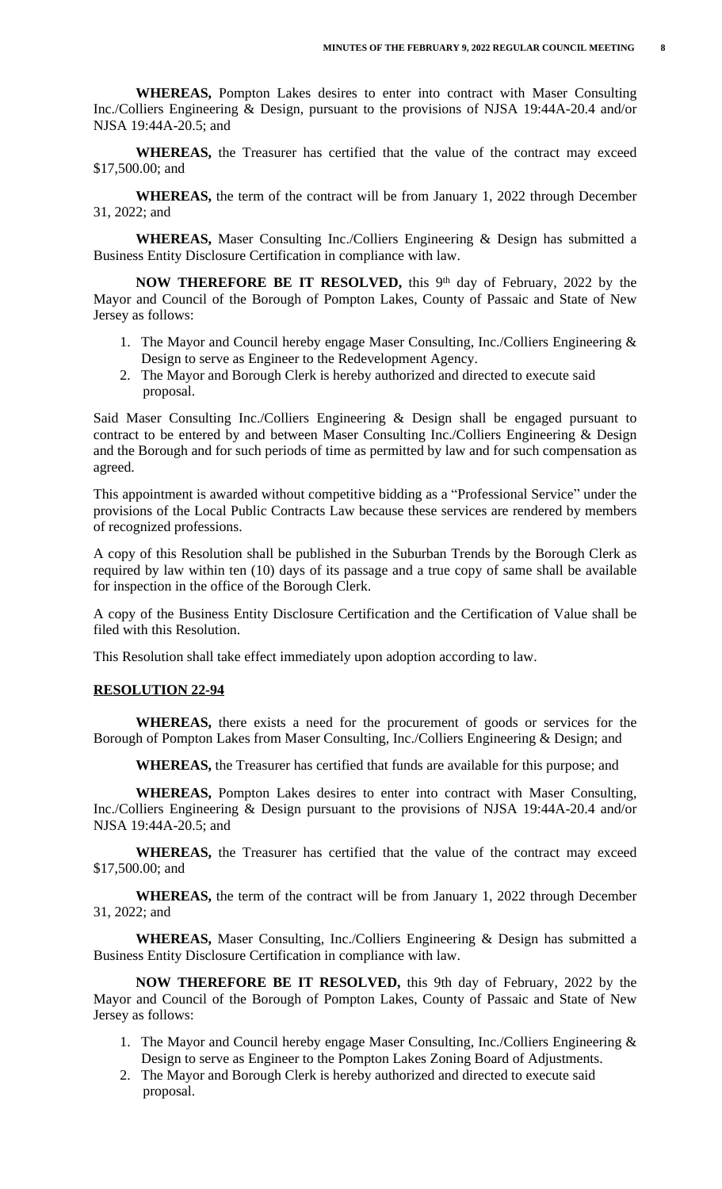**WHEREAS,** Pompton Lakes desires to enter into contract with Maser Consulting Inc./Colliers Engineering & Design, pursuant to the provisions of NJSA 19:44A-20.4 and/or NJSA 19:44A-20.5; and

**WHEREAS,** the Treasurer has certified that the value of the contract may exceed $17,500.00; and

**WHEREAS,** the term of the contract will be from January 1, 2022 through December 31, 2022; and

**WHEREAS,** Maser Consulting Inc./Colliers Engineering & Design has submitted a Business Entity Disclosure Certification in compliance with law.

**NOW THEREFORE BE IT RESOLVED,** this 9th day of February, 2022 by the Mayor and Council of the Borough of Pompton Lakes, County of Passaic and State of New Jersey as follows:

1. The Mayor and Council hereby engage Maser Consulting, Inc./Colliers Engineering & Design to serve as Engineer to the Redevelopment Agency.
2. The Mayor and Borough Clerk is hereby authorized and directed to execute said proposal.

Said Maser Consulting Inc./Colliers Engineering & Design shall be engaged pursuant to contract to be entered by and between Maser Consulting Inc./Colliers Engineering & Design and the Borough and for such periods of time as permitted by law and for such compensation as agreed.

This appointment is awarded without competitive bidding as a "Professional Service" under the provisions of the Local Public Contracts Law because these services are rendered by members of recognized professions.

A copy of this Resolution shall be published in the Suburban Trends by the Borough Clerk as required by law within ten (10) days of its passage and a true copy of same shall be available for inspection in the office of the Borough Clerk.

A copy of the Business Entity Disclosure Certification and the Certification of Value shall be filed with this Resolution.

This Resolution shall take effect immediately upon adoption according to law.

**RESOLUTION 22-94**

**WHEREAS,** there exists a need for the procurement of goods or services for the Borough of Pompton Lakes from Maser Consulting, Inc./Colliers Engineering & Design; and

**WHEREAS,** the Treasurer has certified that funds are available for this purpose; and

**WHEREAS,** Pompton Lakes desires to enter into contract with Maser Consulting, Inc./Colliers Engineering & Design pursuant to the provisions of NJSA 19:44A-20.4 and/or NJSA 19:44A-20.5; and

**WHEREAS,** the Treasurer has certified that the value of the contract may exceed $17,500.00; and

**WHEREAS,** the term of the contract will be from January 1, 2022 through December 31, 2022; and

**WHEREAS,** Maser Consulting, Inc./Colliers Engineering & Design has submitted a Business Entity Disclosure Certification in compliance with law.

**NOW THEREFORE BE IT RESOLVED,** this 9th day of February, 2022 by the Mayor and Council of the Borough of Pompton Lakes, County of Passaic and State of New Jersey as follows:

1. The Mayor and Council hereby engage Maser Consulting, Inc./Colliers Engineering & Design to serve as Engineer to the Pompton Lakes Zoning Board of Adjustments.
2. The Mayor and Borough Clerk is hereby authorized and directed to execute said proposal.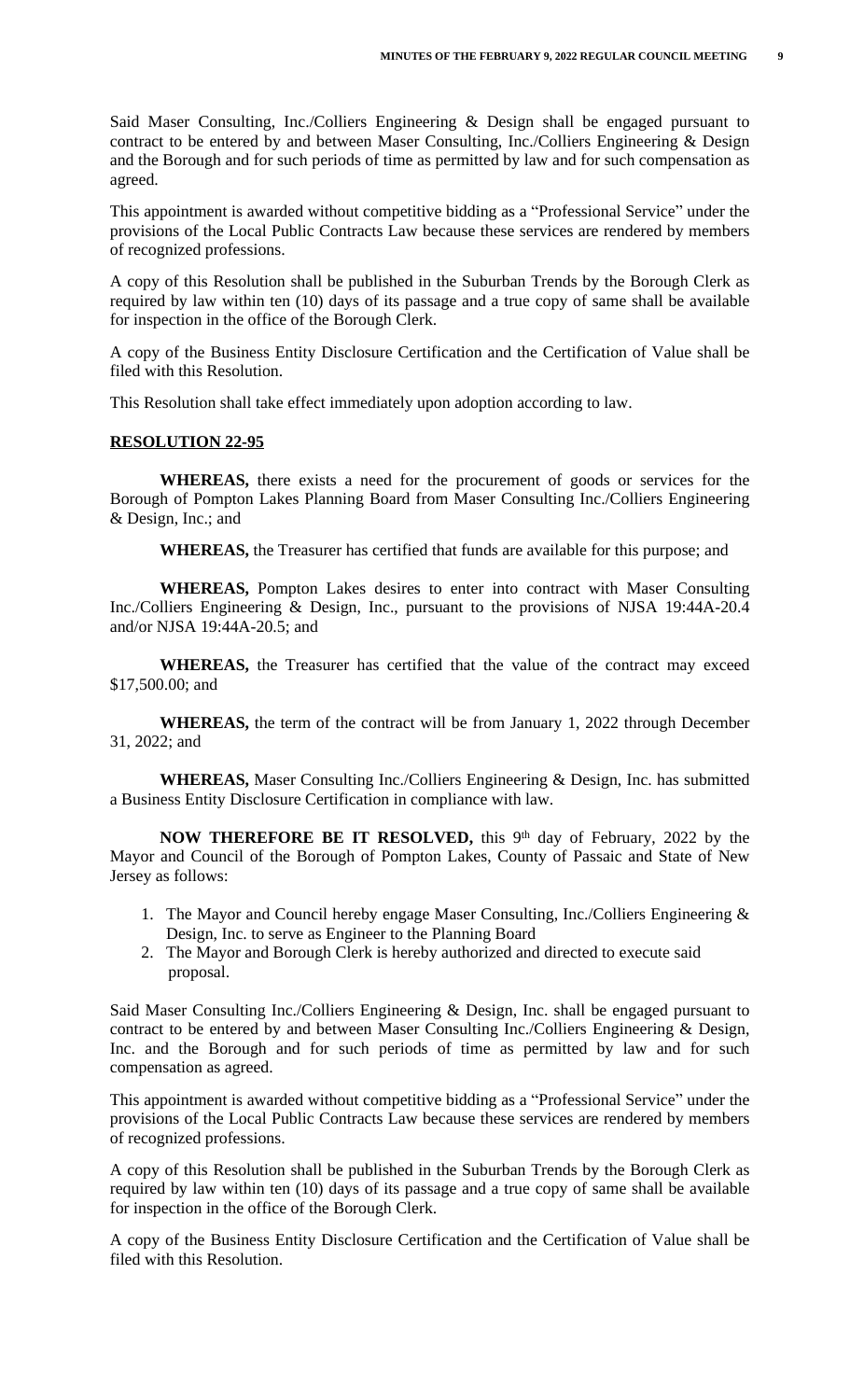Said Maser Consulting, Inc./Colliers Engineering & Design shall be engaged pursuant to contract to be entered by and between Maser Consulting, Inc./Colliers Engineering & Design and the Borough and for such periods of time as permitted by law and for such compensation as agreed.

This appointment is awarded without competitive bidding as a "Professional Service" under the provisions of the Local Public Contracts Law because these services are rendered by members of recognized professions.

A copy of this Resolution shall be published in the Suburban Trends by the Borough Clerk as required by law within ten (10) days of its passage and a true copy of same shall be available for inspection in the office of the Borough Clerk.

A copy of the Business Entity Disclosure Certification and the Certification of Value shall be filed with this Resolution.

This Resolution shall take effect immediately upon adoption according to law.

**RESOLUTION 22-95**

**WHEREAS,** there exists a need for the procurement of goods or services for the Borough of Pompton Lakes Planning Board from Maser Consulting Inc./Colliers Engineering & Design, Inc.; and

**WHEREAS,** the Treasurer has certified that funds are available for this purpose; and

**WHEREAS,** Pompton Lakes desires to enter into contract with Maser Consulting Inc./Colliers Engineering & Design, Inc., pursuant to the provisions of NJSA 19:44A-20.4 and/or NJSA 19:44A-20.5; and

**WHEREAS,** the Treasurer has certified that the value of the contract may exceed $17,500.00; and

**WHEREAS,** the term of the contract will be from January 1, 2022 through December 31, 2022; and

**WHEREAS,** Maser Consulting Inc./Colliers Engineering & Design, Inc. has submitted a Business Entity Disclosure Certification in compliance with law.

**NOW THEREFORE BE IT RESOLVED,** this 9th day of February, 2022 by the Mayor and Council of the Borough of Pompton Lakes, County of Passaic and State of New Jersey as follows:

1. The Mayor and Council hereby engage Maser Consulting, Inc./Colliers Engineering & Design, Inc. to serve as Engineer to the Planning Board
2. The Mayor and Borough Clerk is hereby authorized and directed to execute said proposal.

Said Maser Consulting Inc./Colliers Engineering & Design, Inc. shall be engaged pursuant to contract to be entered by and between Maser Consulting Inc./Colliers Engineering & Design, Inc. and the Borough and for such periods of time as permitted by law and for such compensation as agreed.

This appointment is awarded without competitive bidding as a "Professional Service" under the provisions of the Local Public Contracts Law because these services are rendered by members of recognized professions.

A copy of this Resolution shall be published in the Suburban Trends by the Borough Clerk as required by law within ten (10) days of its passage and a true copy of same shall be available for inspection in the office of the Borough Clerk.

A copy of the Business Entity Disclosure Certification and the Certification of Value shall be filed with this Resolution.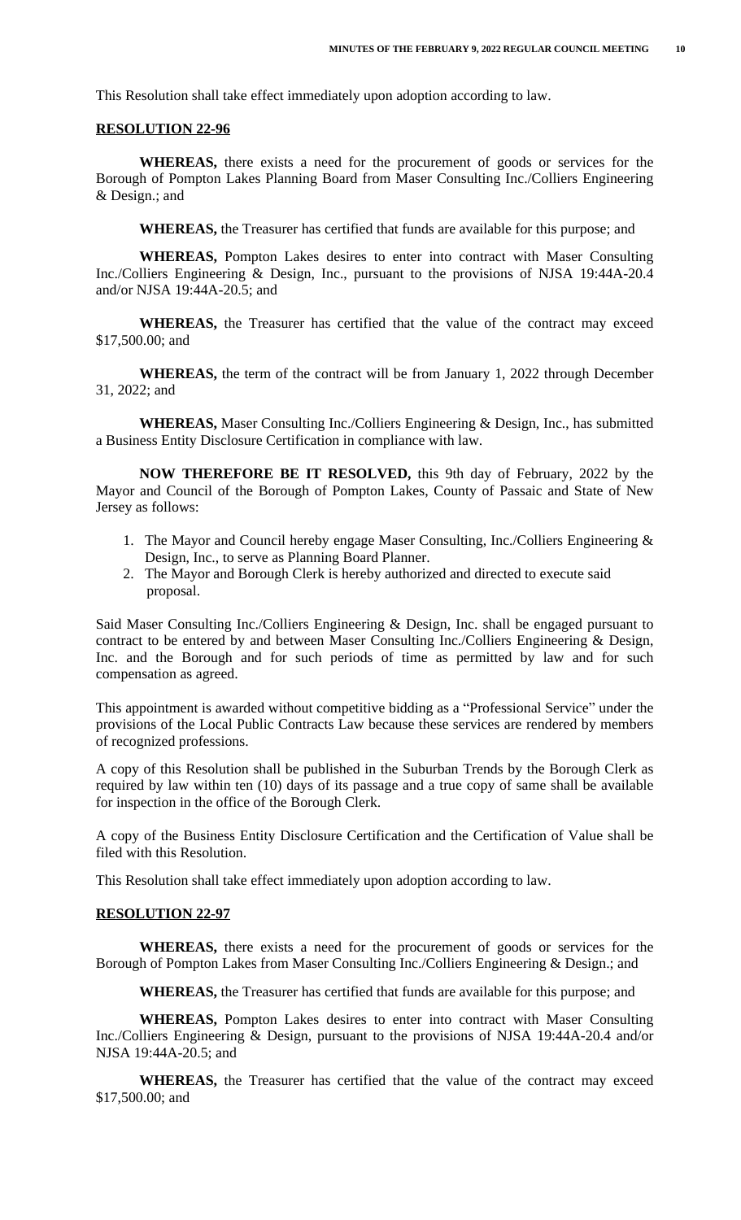This Resolution shall take effect immediately upon adoption according to law.

**RESOLUTION 22-96**

**WHEREAS,** there exists a need for the procurement of goods or services for the Borough of Pompton Lakes Planning Board from Maser Consulting Inc./Colliers Engineering & Design.; and

**WHEREAS,** the Treasurer has certified that funds are available for this purpose; and

**WHEREAS,** Pompton Lakes desires to enter into contract with Maser Consulting Inc./Colliers Engineering & Design, Inc., pursuant to the provisions of NJSA 19:44A-20.4 and/or NJSA 19:44A-20.5; and

**WHEREAS,** the Treasurer has certified that the value of the contract may exceed $17,500.00; and

**WHEREAS,** the term of the contract will be from January 1, 2022 through December 31, 2022; and

**WHEREAS,** Maser Consulting Inc./Colliers Engineering & Design, Inc., has submitted a Business Entity Disclosure Certification in compliance with law.

**NOW THEREFORE BE IT RESOLVED,** this 9th day of February, 2022 by the Mayor and Council of the Borough of Pompton Lakes, County of Passaic and State of New Jersey as follows:

1. The Mayor and Council hereby engage Maser Consulting, Inc./Colliers Engineering & Design, Inc., to serve as Planning Board Planner.
2. The Mayor and Borough Clerk is hereby authorized and directed to execute said proposal.

Said Maser Consulting Inc./Colliers Engineering & Design, Inc. shall be engaged pursuant to contract to be entered by and between Maser Consulting Inc./Colliers Engineering & Design, Inc. and the Borough and for such periods of time as permitted by law and for such compensation as agreed.

This appointment is awarded without competitive bidding as a "Professional Service" under the provisions of the Local Public Contracts Law because these services are rendered by members of recognized professions.

A copy of this Resolution shall be published in the Suburban Trends by the Borough Clerk as required by law within ten (10) days of its passage and a true copy of same shall be available for inspection in the office of the Borough Clerk.

A copy of the Business Entity Disclosure Certification and the Certification of Value shall be filed with this Resolution.

This Resolution shall take effect immediately upon adoption according to law.

**RESOLUTION 22-97**

**WHEREAS,** there exists a need for the procurement of goods or services for the Borough of Pompton Lakes from Maser Consulting Inc./Colliers Engineering & Design.; and

**WHEREAS,** the Treasurer has certified that funds are available for this purpose; and

**WHEREAS,** Pompton Lakes desires to enter into contract with Maser Consulting Inc./Colliers Engineering & Design, pursuant to the provisions of NJSA 19:44A-20.4 and/or NJSA 19:44A-20.5; and

**WHEREAS,** the Treasurer has certified that the value of the contract may exceed $17,500.00; and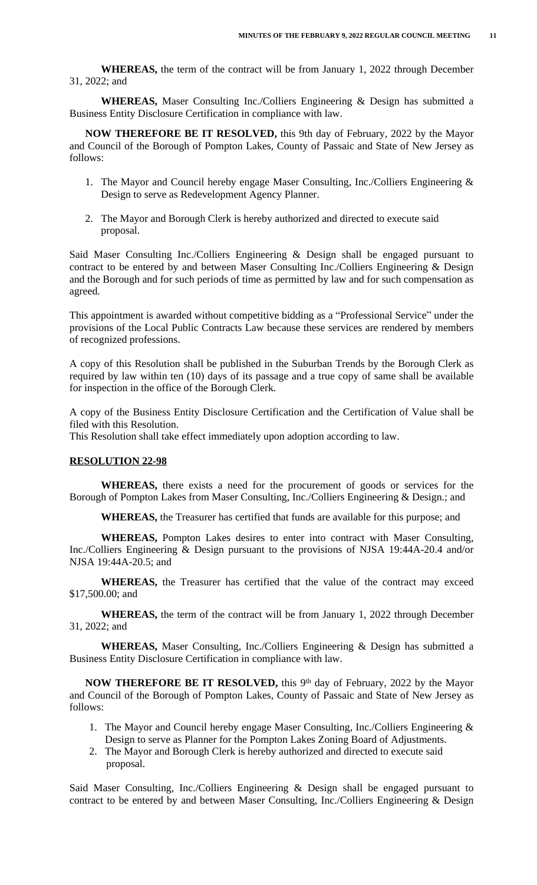**WHEREAS,** the term of the contract will be from January 1, 2022 through December 31, 2022; and

**WHEREAS,** Maser Consulting Inc./Colliers Engineering & Design has submitted a Business Entity Disclosure Certification in compliance with law.

**NOW THEREFORE BE IT RESOLVED,** this 9th day of February, 2022 by the Mayor and Council of the Borough of Pompton Lakes, County of Passaic and State of New Jersey as follows:

1. The Mayor and Council hereby engage Maser Consulting, Inc./Colliers Engineering & Design to serve as Redevelopment Agency Planner.
2. The Mayor and Borough Clerk is hereby authorized and directed to execute said proposal.

Said Maser Consulting Inc./Colliers Engineering & Design shall be engaged pursuant to contract to be entered by and between Maser Consulting Inc./Colliers Engineering & Design and the Borough and for such periods of time as permitted by law and for such compensation as agreed.

This appointment is awarded without competitive bidding as a "Professional Service" under the provisions of the Local Public Contracts Law because these services are rendered by members of recognized professions.

A copy of this Resolution shall be published in the Suburban Trends by the Borough Clerk as required by law within ten (10) days of its passage and a true copy of same shall be available for inspection in the office of the Borough Clerk.

A copy of the Business Entity Disclosure Certification and the Certification of Value shall be filed with this Resolution.
This Resolution shall take effect immediately upon adoption according to law.

**RESOLUTION 22-98**

**WHEREAS,** there exists a need for the procurement of goods or services for the Borough of Pompton Lakes from Maser Consulting, Inc./Colliers Engineering & Design.; and

**WHEREAS,** the Treasurer has certified that funds are available for this purpose; and

**WHEREAS,** Pompton Lakes desires to enter into contract with Maser Consulting, Inc./Colliers Engineering & Design pursuant to the provisions of NJSA 19:44A-20.4 and/or NJSA 19:44A-20.5; and

**WHEREAS,** the Treasurer has certified that the value of the contract may exceed $17,500.00; and

**WHEREAS,** the term of the contract will be from January 1, 2022 through December 31, 2022; and

**WHEREAS,** Maser Consulting, Inc./Colliers Engineering & Design has submitted a Business Entity Disclosure Certification in compliance with law.

**NOW THEREFORE BE IT RESOLVED,** this 9th day of February, 2022 by the Mayor and Council of the Borough of Pompton Lakes, County of Passaic and State of New Jersey as follows:

1. The Mayor and Council hereby engage Maser Consulting, Inc./Colliers Engineering & Design to serve as Planner for the Pompton Lakes Zoning Board of Adjustments.
2. The Mayor and Borough Clerk is hereby authorized and directed to execute said proposal.

Said Maser Consulting, Inc./Colliers Engineering & Design shall be engaged pursuant to contract to be entered by and between Maser Consulting, Inc./Colliers Engineering & Design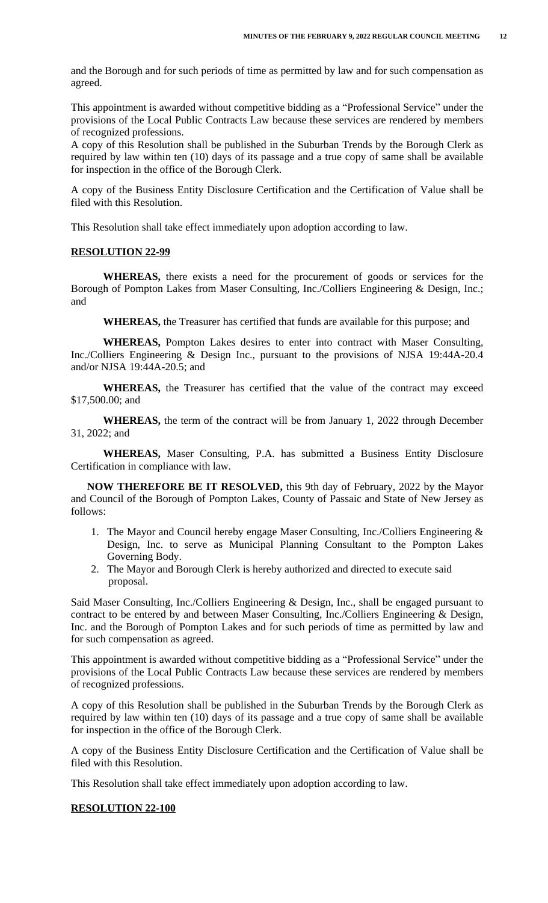and the Borough and for such periods of time as permitted by law and for such compensation as agreed.

This appointment is awarded without competitive bidding as a "Professional Service" under the provisions of the Local Public Contracts Law because these services are rendered by members of recognized professions.

A copy of this Resolution shall be published in the Suburban Trends by the Borough Clerk as required by law within ten (10) days of its passage and a true copy of same shall be available for inspection in the office of the Borough Clerk.

A copy of the Business Entity Disclosure Certification and the Certification of Value shall be filed with this Resolution.

This Resolution shall take effect immediately upon adoption according to law.

**RESOLUTION 22-99**

**WHEREAS,** there exists a need for the procurement of goods or services for the Borough of Pompton Lakes from Maser Consulting, Inc./Colliers Engineering & Design, Inc.; and

**WHEREAS,** the Treasurer has certified that funds are available for this purpose; and

**WHEREAS,** Pompton Lakes desires to enter into contract with Maser Consulting, Inc./Colliers Engineering & Design Inc., pursuant to the provisions of NJSA 19:44A-20.4 and/or NJSA 19:44A-20.5; and

**WHEREAS,** the Treasurer has certified that the value of the contract may exceed $17,500.00; and

**WHEREAS,** the term of the contract will be from January 1, 2022 through December 31, 2022; and

**WHEREAS,** Maser Consulting, P.A. has submitted a Business Entity Disclosure Certification in compliance with law.

**NOW THEREFORE BE IT RESOLVED,** this 9th day of February, 2022 by the Mayor and Council of the Borough of Pompton Lakes, County of Passaic and State of New Jersey as follows:

1. The Mayor and Council hereby engage Maser Consulting, Inc./Colliers Engineering & Design, Inc. to serve as Municipal Planning Consultant to the Pompton Lakes Governing Body.
2. The Mayor and Borough Clerk is hereby authorized and directed to execute said proposal.

Said Maser Consulting, Inc./Colliers Engineering & Design, Inc., shall be engaged pursuant to contract to be entered by and between Maser Consulting, Inc./Colliers Engineering & Design, Inc. and the Borough of Pompton Lakes and for such periods of time as permitted by law and for such compensation as agreed.

This appointment is awarded without competitive bidding as a "Professional Service" under the provisions of the Local Public Contracts Law because these services are rendered by members of recognized professions.

A copy of this Resolution shall be published in the Suburban Trends by the Borough Clerk as required by law within ten (10) days of its passage and a true copy of same shall be available for inspection in the office of the Borough Clerk.

A copy of the Business Entity Disclosure Certification and the Certification of Value shall be filed with this Resolution.

This Resolution shall take effect immediately upon adoption according to law.

**RESOLUTION 22-100**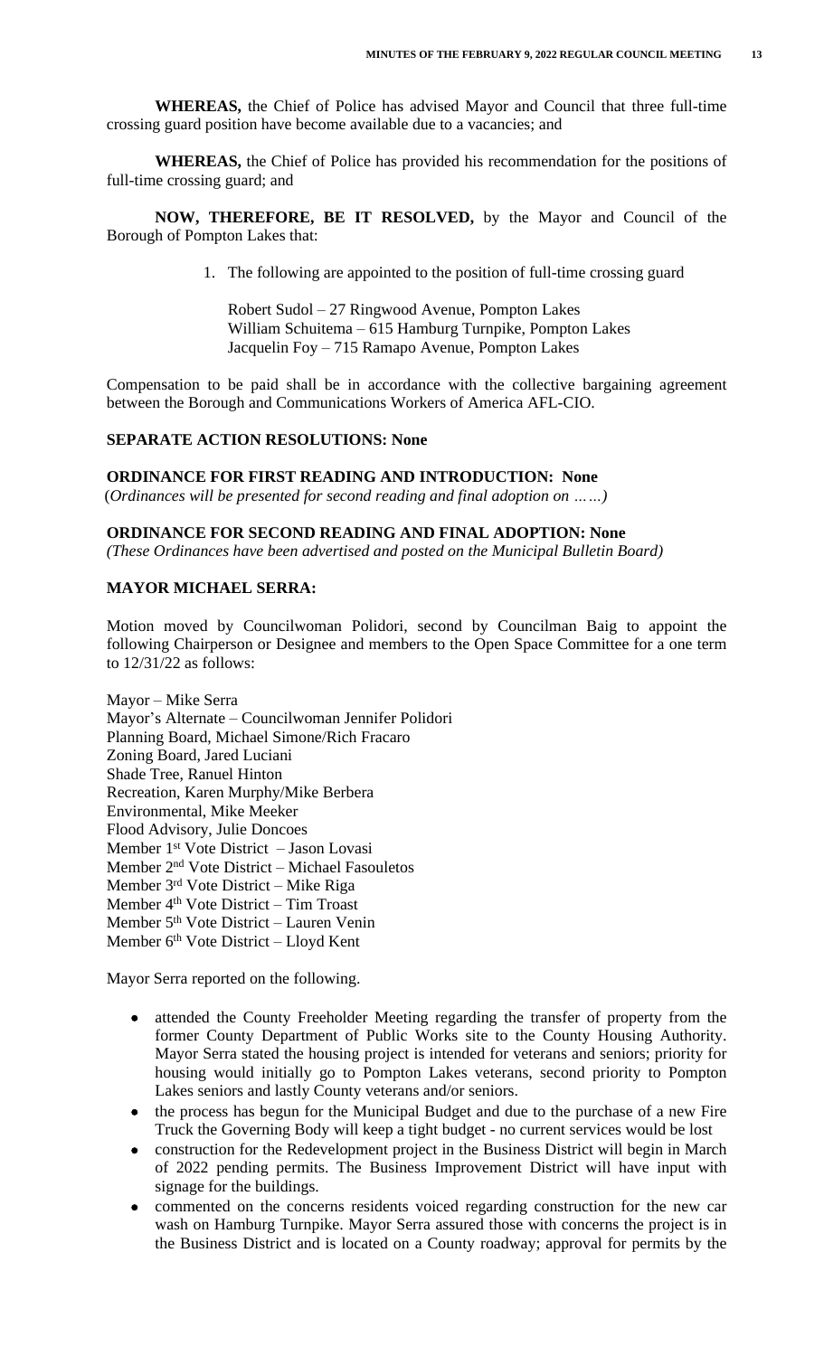**WHEREAS,** the Chief of Police has advised Mayor and Council that three full-time crossing guard position have become available due to a vacancies; and

**WHEREAS,** the Chief of Police has provided his recommendation for the positions of full-time crossing guard; and

**NOW, THEREFORE, BE IT RESOLVED,** by the Mayor and Council of the Borough of Pompton Lakes that:

1. The following are appointed to the position of full-time crossing guard

   Robert Sudol – 27 Ringwood Avenue, Pompton Lakes
   William Schuitema – 615 Hamburg Turnpike, Pompton Lakes
   Jacquelin Foy – 715 Ramapo Avenue, Pompton Lakes

Compensation to be paid shall be in accordance with the collective bargaining agreement between the Borough and Communications Workers of America AFL-CIO.

**SEPARATE ACTION RESOLUTIONS: None**

**ORDINANCE FOR FIRST READING AND INTRODUCTION: None**
*(Ordinances will be presented for second reading and final adoption on ……)*

**ORDINANCE FOR SECOND READING AND FINAL ADOPTION: None**
*(These Ordinances have been advertised and posted on the Municipal Bulletin Board)*

**MAYOR MICHAEL SERRA:**

Motion moved by Councilwoman Polidori, second by Councilman Baig to appoint the following Chairperson or Designee and members to the Open Space Committee for a one term to 12/31/22 as follows:

Mayor – Mike Serra
Mayor's Alternate – Councilwoman Jennifer Polidori
Planning Board, Michael Simone/Rich Fracaro
Zoning Board, Jared Luciani
Shade Tree, Ranuel Hinton
Recreation, Karen Murphy/Mike Berbera
Environmental, Mike Meeker
Flood Advisory, Julie Doncoes
Member 1st Vote District – Jason Lovasi
Member 2nd Vote District – Michael Fasouletos
Member 3rd Vote District – Mike Riga
Member 4th Vote District – Tim Troast
Member 5th Vote District – Lauren Venin
Member 6th Vote District – Lloyd Kent

Mayor Serra reported on the following.

- attended the County Freeholder Meeting regarding the transfer of property from the former County Department of Public Works site to the County Housing Authority. Mayor Serra stated the housing project is intended for veterans and seniors; priority for housing would initially go to Pompton Lakes veterans, second priority to Pompton Lakes seniors and lastly County veterans and/or seniors.
- the process has begun for the Municipal Budget and due to the purchase of a new Fire Truck the Governing Body will keep a tight budget - no current services would be lost
- construction for the Redevelopment project in the Business District will begin in March of 2022 pending permits. The Business Improvement District will have input with signage for the buildings.
- commented on the concerns residents voiced regarding construction for the new car wash on Hamburg Turnpike. Mayor Serra assured those with concerns the project is in the Business District and is located on a County roadway; approval for permits by the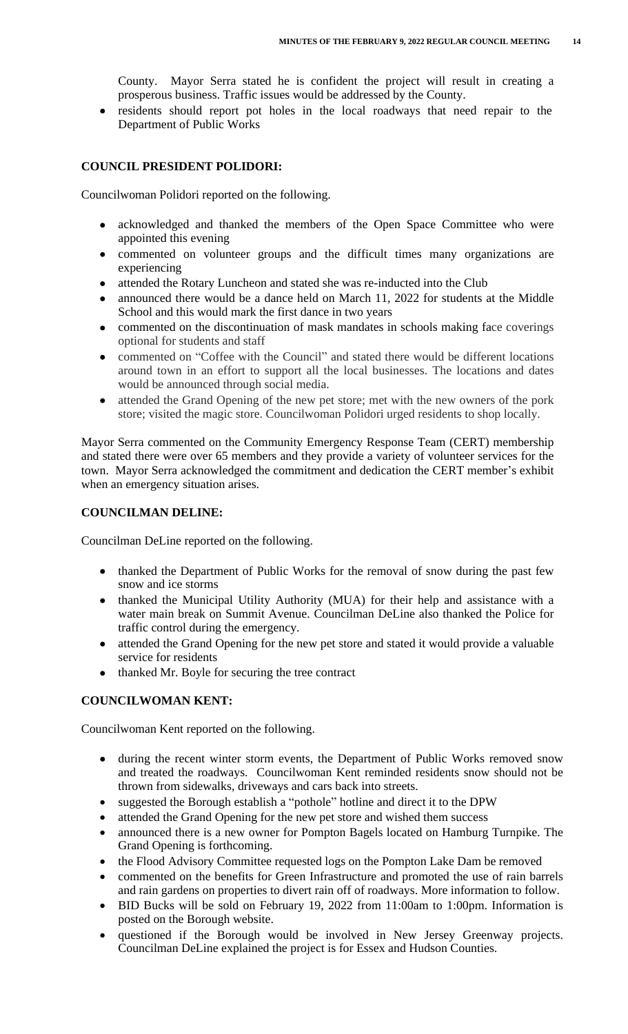County. Mayor Serra stated he is confident the project will result in creating a prosperous business. Traffic issues would be addressed by the County.

- residents should report pot holes in the local roadways that need repair to the Department of Public Works

## COUNCIL PRESIDENT POLIDORI:

Councilwoman Polidori reported on the following.

- acknowledged and thanked the members of the Open Space Committee who were appointed this evening
- commented on volunteer groups and the difficult times many organizations are experiencing
- attended the Rotary Luncheon and stated she was re-inducted into the Club
- announced there would be a dance held on March 11, 2022 for students at the Middle School and this would mark the first dance in two years
- commented on the discontinuation of mask mandates in schools making face coverings optional for students and staff
- commented on "Coffee with the Council" and stated there would be different locations around town in an effort to support all the local businesses. The locations and dates would be announced through social media.
- attended the Grand Opening of the new pet store; met with the new owners of the pork store; visited the magic store. Councilwoman Polidori urged residents to shop locally.

Mayor Serra commented on the Community Emergency Response Team (CERT) membership and stated there were over 65 members and they provide a variety of volunteer services for the town. Mayor Serra acknowledged the commitment and dedication the CERT member's exhibit when an emergency situation arises.

## COUNCILMAN DELINE:

Councilman DeLine reported on the following.

- thanked the Department of Public Works for the removal of snow during the past few snow and ice storms
- thanked the Municipal Utility Authority (MUA) for their help and assistance with a water main break on Summit Avenue. Councilman DeLine also thanked the Police for traffic control during the emergency.
- attended the Grand Opening for the new pet store and stated it would provide a valuable service for residents
- thanked Mr. Boyle for securing the tree contract

## COUNCILWOMAN KENT:

Councilwoman Kent reported on the following.

- during the recent winter storm events, the Department of Public Works removed snow and treated the roadways. Councilwoman Kent reminded residents snow should not be thrown from sidewalks, driveways and cars back into streets.
- suggested the Borough establish a "pothole" hotline and direct it to the DPW
- attended the Grand Opening for the new pet store and wished them success
- announced there is a new owner for Pompton Bagels located on Hamburg Turnpike. The Grand Opening is forthcoming.
- the Flood Advisory Committee requested logs on the Pompton Lake Dam be removed
- commented on the benefits for Green Infrastructure and promoted the use of rain barrels and rain gardens on properties to divert rain off of roadways. More information to follow.
- BID Bucks will be sold on February 19, 2022 from 11:00am to 1:00pm. Information is posted on the Borough website.
- questioned if the Borough would be involved in New Jersey Greenway projects. Councilman DeLine explained the project is for Essex and Hudson Counties.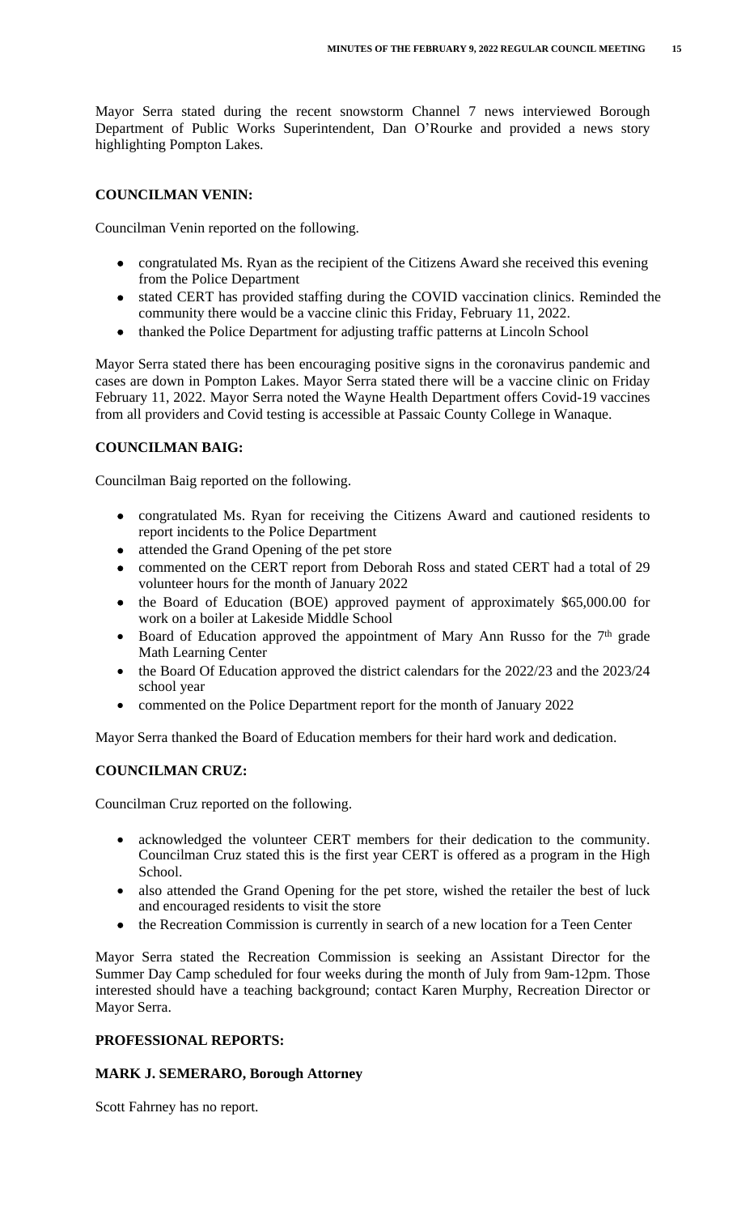Mayor Serra stated during the recent snowstorm Channel 7 news interviewed Borough Department of Public Works Superintendent, Dan O'Rourke and provided a news story highlighting Pompton Lakes.

**COUNCILMAN VENIN:**

Councilman Venin reported on the following.

- congratulated Ms. Ryan as the recipient of the Citizens Award she received this evening from the Police Department
- stated CERT has provided staffing during the COVID vaccination clinics. Reminded the community there would be a vaccine clinic this Friday, February 11, 2022.
- thanked the Police Department for adjusting traffic patterns at Lincoln School

Mayor Serra stated there has been encouraging positive signs in the coronavirus pandemic and cases are down in Pompton Lakes. Mayor Serra stated there will be a vaccine clinic on Friday February 11, 2022. Mayor Serra noted the Wayne Health Department offers Covid-19 vaccines from all providers and Covid testing is accessible at Passaic County College in Wanaque.

**COUNCILMAN BAIG:**

Councilman Baig reported on the following.

- congratulated Ms. Ryan for receiving the Citizens Award and cautioned residents to report incidents to the Police Department
- attended the Grand Opening of the pet store
- commented on the CERT report from Deborah Ross and stated CERT had a total of 29 volunteer hours for the month of January 2022
- the Board of Education (BOE) approved payment of approximately $65,000.00 for work on a boiler at Lakeside Middle School
- Board of Education approved the appointment of Mary Ann Russo for the 7th grade Math Learning Center
- the Board Of Education approved the district calendars for the 2022/23 and the 2023/24 school year
- commented on the Police Department report for the month of January 2022

Mayor Serra thanked the Board of Education members for their hard work and dedication.

**COUNCILMAN CRUZ:**

Councilman Cruz reported on the following.

- acknowledged the volunteer CERT members for their dedication to the community. Councilman Cruz stated this is the first year CERT is offered as a program in the High School.
- also attended the Grand Opening for the pet store, wished the retailer the best of luck and encouraged residents to visit the store
- the Recreation Commission is currently in search of a new location for a Teen Center

Mayor Serra stated the Recreation Commission is seeking an Assistant Director for the Summer Day Camp scheduled for four weeks during the month of July from 9am-12pm. Those interested should have a teaching background; contact Karen Murphy, Recreation Director or Mayor Serra.

**PROFESSIONAL REPORTS:**

**MARK J. SEMERARO, Borough Attorney**

Scott Fahrney has no report.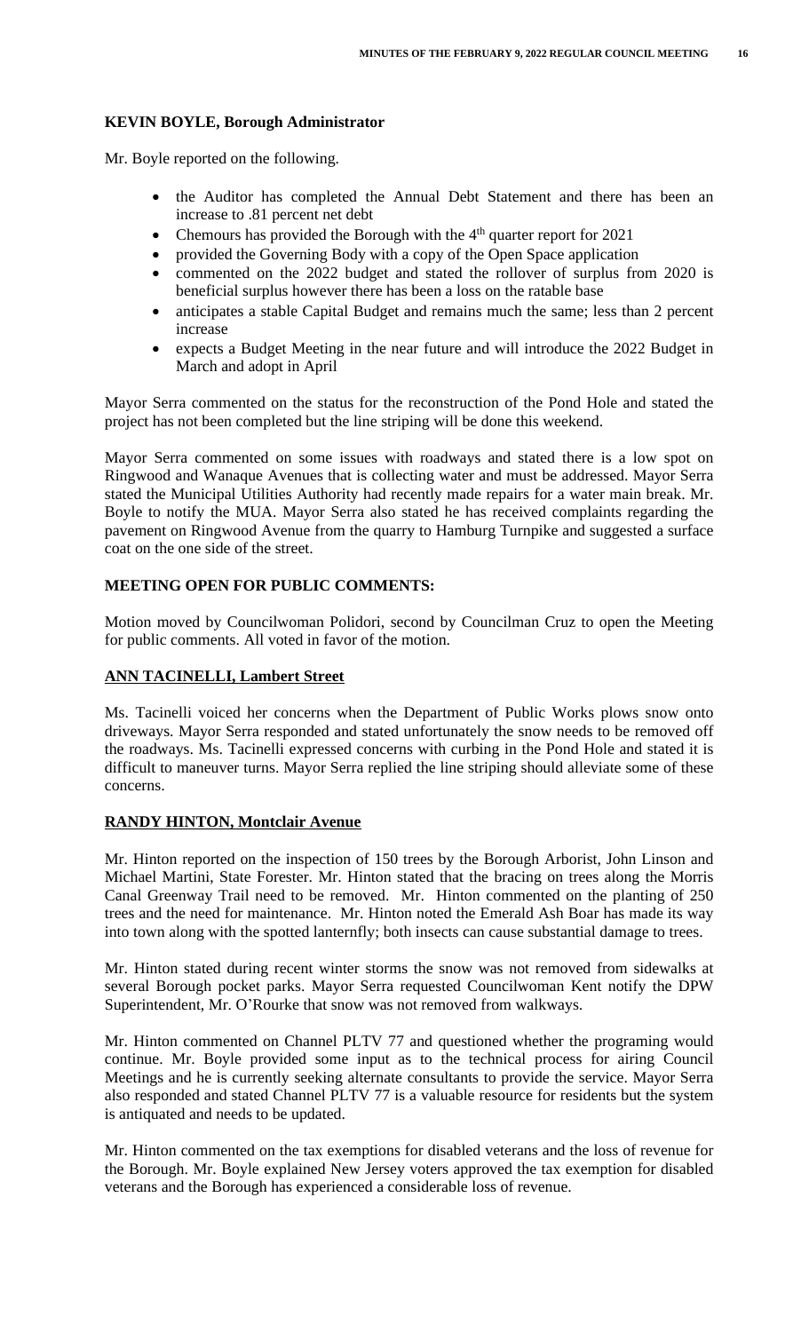**KEVIN BOYLE, Borough Administrator**

Mr. Boyle reported on the following.

- the Auditor has completed the Annual Debt Statement and there has been an increase to .81 percent net debt
- Chemours has provided the Borough with the 4th quarter report for 2021
- provided the Governing Body with a copy of the Open Space application
- commented on the 2022 budget and stated the rollover of surplus from 2020 is beneficial surplus however there has been a loss on the ratable base
- anticipates a stable Capital Budget and remains much the same; less than 2 percent increase
- expects a Budget Meeting in the near future and will introduce the 2022 Budget in March and adopt in April

Mayor Serra commented on the status for the reconstruction of the Pond Hole and stated the project has not been completed but the line striping will be done this weekend.

Mayor Serra commented on some issues with roadways and stated there is a low spot on Ringwood and Wanaque Avenues that is collecting water and must be addressed. Mayor Serra stated the Municipal Utilities Authority had recently made repairs for a water main break. Mr. Boyle to notify the MUA. Mayor Serra also stated he has received complaints regarding the pavement on Ringwood Avenue from the quarry to Hamburg Turnpike and suggested a surface coat on the one side of the street.

**MEETING OPEN FOR PUBLIC COMMENTS:**

Motion moved by Councilwoman Polidori, second by Councilman Cruz to open the Meeting for public comments. All voted in favor of the motion.

**ANN TACINELLI, Lambert Street**

Ms. Tacinelli voiced her concerns when the Department of Public Works plows snow onto driveways. Mayor Serra responded and stated unfortunately the snow needs to be removed off the roadways. Ms. Tacinelli expressed concerns with curbing in the Pond Hole and stated it is difficult to maneuver turns. Mayor Serra replied the line striping should alleviate some of these concerns.

**RANDY HINTON, Montclair Avenue**

Mr. Hinton reported on the inspection of 150 trees by the Borough Arborist, John Linson and Michael Martini, State Forester. Mr. Hinton stated that the bracing on trees along the Morris Canal Greenway Trail need to be removed. Mr. Hinton commented on the planting of 250 trees and the need for maintenance. Mr. Hinton noted the Emerald Ash Boar has made its way into town along with the spotted lanternfly; both insects can cause substantial damage to trees.

Mr. Hinton stated during recent winter storms the snow was not removed from sidewalks at several Borough pocket parks. Mayor Serra requested Councilwoman Kent notify the DPW Superintendent, Mr. O'Rourke that snow was not removed from walkways.

Mr. Hinton commented on Channel PLTV 77 and questioned whether the programing would continue. Mr. Boyle provided some input as to the technical process for airing Council Meetings and he is currently seeking alternate consultants to provide the service. Mayor Serra also responded and stated Channel PLTV 77 is a valuable resource for residents but the system is antiquated and needs to be updated.

Mr. Hinton commented on the tax exemptions for disabled veterans and the loss of revenue for the Borough. Mr. Boyle explained New Jersey voters approved the tax exemption for disabled veterans and the Borough has experienced a considerable loss of revenue.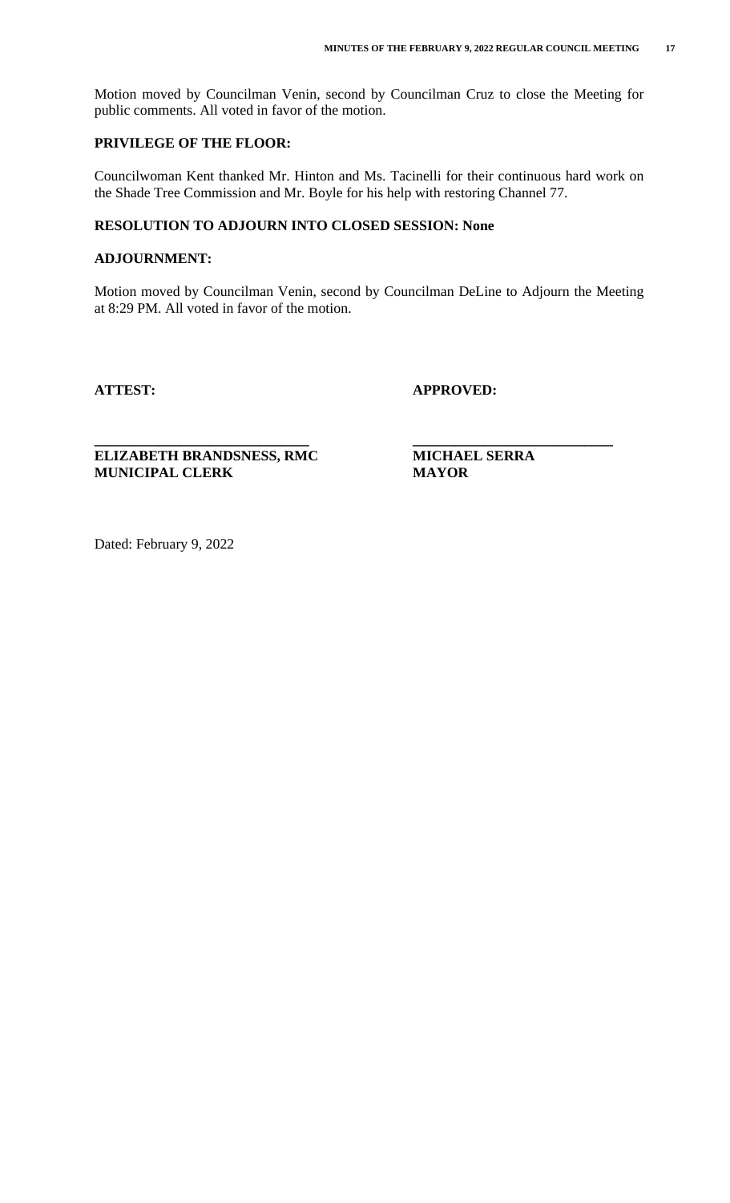Motion moved by Councilman Venin, second by Councilman Cruz to close the Meeting for public comments. All voted in favor of the motion.

**PRIVILEGE OF THE FLOOR:**

Councilwoman Kent thanked Mr. Hinton and Ms. Tacinelli for their continuous hard work on the Shade Tree Commission and Mr. Boyle for his help with restoring Channel 77.

**RESOLUTION TO ADJOURN INTO CLOSED SESSION: None**

**ADJOURNMENT:**

Motion moved by Councilman Venin, second by Councilman DeLine to Adjourn the Meeting at 8:29 PM. All voted in favor of the motion.

| | |
|---|---|
| **ATTEST:** | **APPROVED:** |
| ______________________________ | ____________________________ |
| **ELIZABETH BRANDSNESS, RMC** | **MICHAEL SERRA** |
| **MUNICIPAL CLERK** | **MAYOR** |

Dated: February 9, 2022